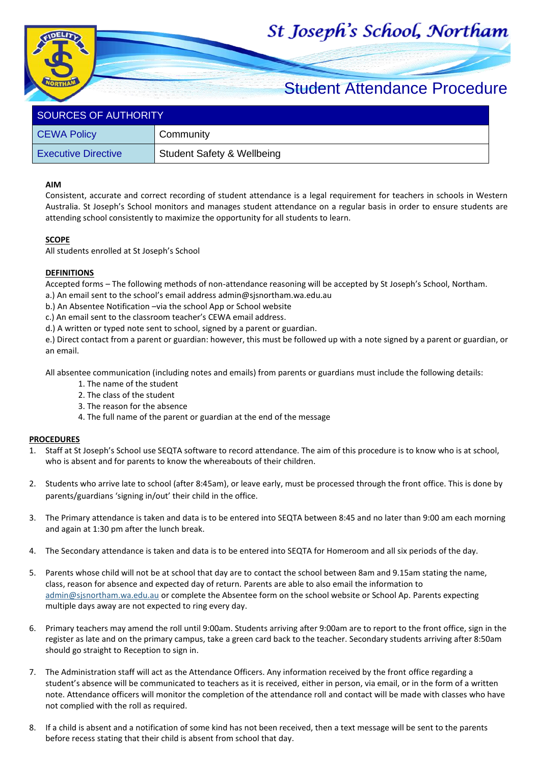# St Joseph's School, Northam

## Student Attendance Procedure

| SOURCES OF AUTHORITY | |
|---|---|
| CEWA Policy | Community |
| Executive Directive | Student Safety & Wellbeing |

**AIM**

Consistent, accurate and correct recording of student attendance is a legal requirement for teachers in schools in Western Australia. St Joseph's School monitors and manages student attendance on a regular basis in order to ensure students are attending school consistently to maximize the opportunity for all students to learn.

**SCOPE**

All students enrolled at St Joseph's School

**DEFINITIONS**

Accepted forms – The following methods of non-attendance reasoning will be accepted by St Joseph's School, Northam.

a.) An email sent to the school's email address admin@sjsnortham.wa.edu.au

b.) An Absentee Notification –via the school App or School website

c.) An email sent to the classroom teacher's CEWA email address.

d.) A written or typed note sent to school, signed by a parent or guardian.

e.) Direct contact from a parent or guardian: however, this must be followed up with a note signed by a parent or guardian, or an email.

All absentee communication (including notes and emails) from parents or guardians must include the following details:

1. The name of the student
2. The class of the student
3. The reason for the absence
4. The full name of the parent or guardian at the end of the message

**PROCEDURES**

1. Staff at St Joseph's School use SEQTA software to record attendance. The aim of this procedure is to know who is at school, who is absent and for parents to know the whereabouts of their children.

2. Students who arrive late to school (after 8:45am), or leave early, must be processed through the front office. This is done by parents/guardians 'signing in/out' their child in the office.

3. The Primary attendance is taken and data is to be entered into SEQTA between 8:45 and no later than 9:00 am each morning and again at 1:30 pm after the lunch break.

4. The Secondary attendance is taken and data is to be entered into SEQTA for Homeroom and all six periods of the day.

5. Parents whose child will not be at school that day are to contact the school between 8am and 9.15am stating the name, class, reason for absence and expected day of return. Parents are able to also email the information to admin@sjsnortham.wa.edu.au or complete the Absentee form on the school website or School Ap. Parents expecting multiple days away are not expected to ring every day.

6. Primary teachers may amend the roll until 9:00am. Students arriving after 9:00am are to report to the front office, sign in the register as late and on the primary campus, take a green card back to the teacher. Secondary students arriving after 8:50am should go straight to Reception to sign in.

7. The Administration staff will act as the Attendance Officers. Any information received by the front office regarding a student's absence will be communicated to teachers as it is received, either in person, via email, or in the form of a written note. Attendance officers will monitor the completion of the attendance roll and contact will be made with classes who have not complied with the roll as required.

8. If a child is absent and a notification of some kind has not been received, then a text message will be sent to the parents before recess stating that their child is absent from school that day.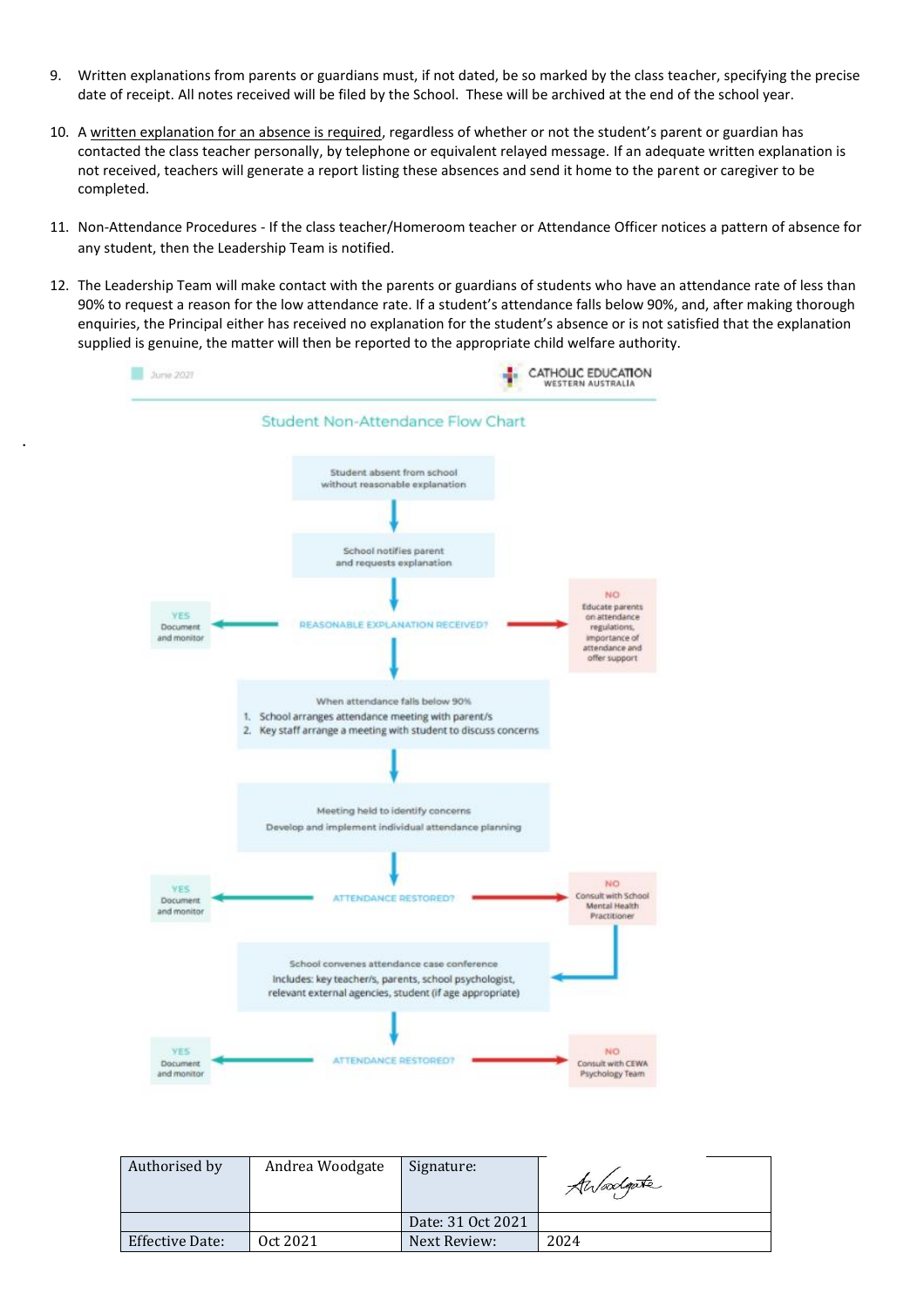9. Written explanations from parents or guardians must, if not dated, be so marked by the class teacher, specifying the precise date of receipt. All notes received will be filed by the School. These will be archived at the end of the school year.

10. A written explanation for an absence is required, regardless of whether or not the student's parent or guardian has contacted the class teacher personally, by telephone or equivalent relayed message. If an adequate written explanation is not received, teachers will generate a report listing these absences and send it home to the parent or caregiver to be completed.

11. Non-Attendance Procedures - If the class teacher/Homeroom teacher or Attendance Officer notices a pattern of absence for any student, then the Leadership Team is notified.

12. The Leadership Team will make contact with the parents or guardians of students who have an attendance rate of less than 90% to request a reason for the low attendance rate. If a student's attendance falls below 90%, and, after making thorough enquiries, the Principal either has received no explanation for the student's absence or is not satisfied that the explanation supplied is genuine, the matter will then be reported to the appropriate child welfare authority.

June 2021

CATHOLIC EDUCATION WESTERN AUSTRALIA

## Student Non-Attendance Flow Chart

Student absent from school without reasonable explanation

School notifies parent and requests explanation

REASONABLE EXPLANATION RECEIVED?

YES Document and monitor

NO Educate parents on attendance regulations, importance of attendance and offer support

When attendance falls below 90%
1. School arranges attendance meeting with parent/s
2. Key staff arrange a meeting with student to discuss concerns

Meeting held to identify concerns
Develop and implement individual attendance planning

ATTENDANCE RESTORED?

YES Document and monitor

NO Consult with School Mental Health Practitioner

School convenes attendance case conference
Includes: key teacher/s, parents, school psychologist, relevant external agencies, student (if age appropriate)

ATTENDANCE RESTORED?

YES Document and monitor

NO Consult with CEWA Psychology Team

| | | | |
|---|---|---|---|
| Authorised by | Andrea Woodgate | Signature: | A Woodgate |
| | | Date: 31 Oct 2021 | |
| Effective Date: | Oct 2021 | Next Review: | 2024 |